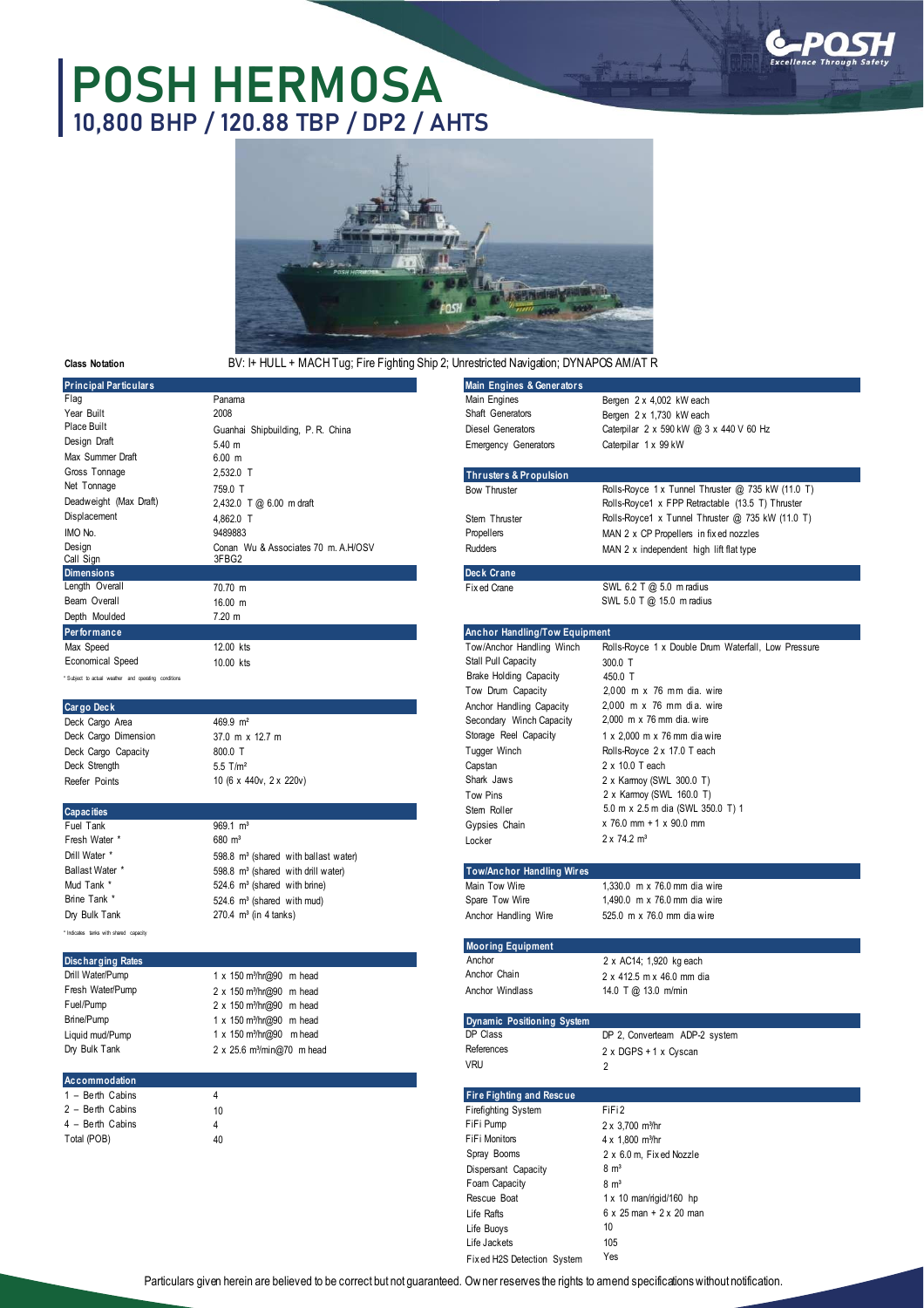# POSH HERMOSA

## 10,800 BHP / 120.88 TBP / DP2 / AHTS

**Class Notation** BV: I+ HULL + MACH Tug; Fire Fighting Ship 2; Unrestricted Navigation; DYNAPOS AM/AT R

| Principal Particulars | |
|---|---|
| Flag | Panama |
| Year Built | 2008 |
| Place Built | Guanhai Shipbuilding, P. R. China |
| Design Draft | 5.40 m |
| Max Summer Draft | 6.00 m |
| Gross Tonnage | 2,532.0 T |
| Net Tonnage | 759.0 T |
| Deadweight (Max Draft) | 2,432.0 T @ 6.00 m draft |
| Displacement | 4,862.0 T |
| IMO No. | 9489883 |
| Design | Conan Wu & Associates 70 m. A.H/OSV |
| Call Sign | 3FBG2 |

| Dimensions | |
|---|---|
| Length Overall | 70.70 m |
| Beam Overall | 16.00 m |
| Depth Moulded | 7.20 m |

| Performance | |
|---|---|
| Max Speed | 12.00 kts |
| Economical Speed | 10.00 kts |

* Subject to actual weather and operating conditions

| Cargo Deck | |
|---|---|
| Deck Cargo Area | 469.9 m² |
| Deck Cargo Dimension | 37.0 m x 12.7 m |
| Deck Cargo Capacity | 800.0 T |
| Deck Strength | 5.5 T/m² |
| Reefer Points | 10 (6 x 440v, 2 x 220v) |

| Capacities | |
|---|---|
| Fuel Tank | 969.1 m³ |
| Fresh Water * | 680 m³ |
| Drill Water * | 598.8 m³ (shared with ballast water) |
| Ballast Water * | 598.8 m³ (shared with drill water) |
| Mud Tank * | 524.6 m³ (shared with brine) |
| Brine Tank * | 524.6 m³ (shared with mud) |
| Dry Bulk Tank | 270.4 m³ (in 4 tanks) |

* Indicates tanks with shared capacity

| Discharging Rates | |
|---|---|
| Drill Water/Pump | 1 x 150 m³/hr@90 m head |
| Fresh Water/Pump | 2 x 150 m³/hr@90 m head |
| Fuel/Pump | 2 x 150 m³/hr@90 m head |
| Brine/Pump | 1 x 150 m³/hr@90 m head |
| Liquid mud/Pump | 1 x 150 m³/hr@90 m head |
| Dry Bulk Tank | 2 x 25.6 m³/min@70 m head |

| Accommodation | |
|---|---|
| 1 – Berth Cabins | 4 |
| 2 – Berth Cabins | 10 |
| 4 – Berth Cabins | 4 |
| Total (POB) | 40 |

| Main Engines & Generators | |
|---|---|
| Main Engines | Bergen 2 x 4,002 kW each |
| Shaft Generators | Bergen 2 x 1,730 kW each |
| Diesel Generators | Caterpilar 2 x 590 kW @ 3 x 440 V 60 Hz |
| Emergency Generators | Caterpilar 1 x 99 kW |

| Thrusters & Propulsion | |
|---|---|
| Bow Thruster | Rolls-Royce 1 x Tunnel Thruster @ 735 kW (11.0 T)<br>Rolls-Royce1 x FPP Retractable (13.5 T) Thruster |
| Stern Thruster | Rolls-Royce1 x Tunnel Thruster @ 735 kW (11.0 T) |
| Propellers | MAN 2 x CP Propellers in fixed nozzles |
| Rudders | MAN 2 x independent high lift flat type |

| Deck Crane | |
|---|---|
| Fixed Crane | SWL 6.2 T @ 5.0 m radius<br>SWL 5.0 T @ 15.0 m radius |

| Anchor Handling/Tow Equipment | |
|---|---|
| Tow/Anchor Handling Winch | Rolls-Royce 1 x Double Drum Waterfall, Low Pressure |
| Stall Pull Capacity | 300.0 T |
| Brake Holding Capacity | 450.0 T |
| Tow Drum Capacity | 2,000 m x 76 mm dia. wire |
| Anchor Handling Capacity | 2,000 m x 76 mm dia. wire |
| Secondary Winch Capacity | 2,000 m x 76 mm dia. wire |
| Storage Reel Capacity | 1 x 2,000 m x 76 mm dia wire |
| Tugger Winch | Rolls-Royce 2 x 17.0 T each |
| Capstan | 2 x 10.0 T each |
| Shark Jaws | 2 x Karmoy (SWL 300.0 T) |
| Tow Pins | 2 x Karmoy (SWL 160.0 T) |
| Stern Roller | 5.0 m x 2.5 m dia (SWL 350.0 T) 1 |
| Gypsies Chain | x 76.0 mm + 1 x 90.0 mm |
| Locker | 2 x 74.2 m³ |

| Tow/Anchor Handling Wires | |
|---|---|
| Main Tow Wire | 1,330.0 m x 76.0 mm dia wire |
| Spare Tow Wire | 1,490.0 m x 76.0 mm dia wire |
| Anchor Handling Wire | 525.0 m x 76.0 mm dia wire |

| Mooring Equipment | |
|---|---|
| Anchor | 2 x AC14; 1,920 kg each |
| Anchor Chain | 2 x 412.5 m x 46.0 mm dia |
| Anchor Windlass | 14.0 T @ 13.0 m/min |

| Dynamic Positioning System | |
|---|---|
| DP Class | DP 2, Converteam ADP-2 system |
| References | 2 x DGPS + 1 x Cyscan |
| VRU | 2 |

| Fire Fighting and Rescue | |
|---|---|
| Firefighting System | FiFi2 |
| FiFi Pump | 2 x 3,700 m³/hr |
| FiFi Monitors | 4 x 1,800 m³/hr |
| Spray Booms | 2 x 6.0 m, Fixed Nozzle |
| Dispersant Capacity | 8 m³ |
| Foam Capacity | 8 m³ |
| Rescue Boat | 1 x 10 man/rigid/160 hp |
| Life Rafts | 6 x 25 man + 2 x 20 man |
| Life Buoys | 10 |
| Life Jackets | 105 |
| Fixed H2S Detection System | Yes |

Particulars given herein are believed to be correct but not guaranteed. Owner reserves the rights to amend specifications without notification.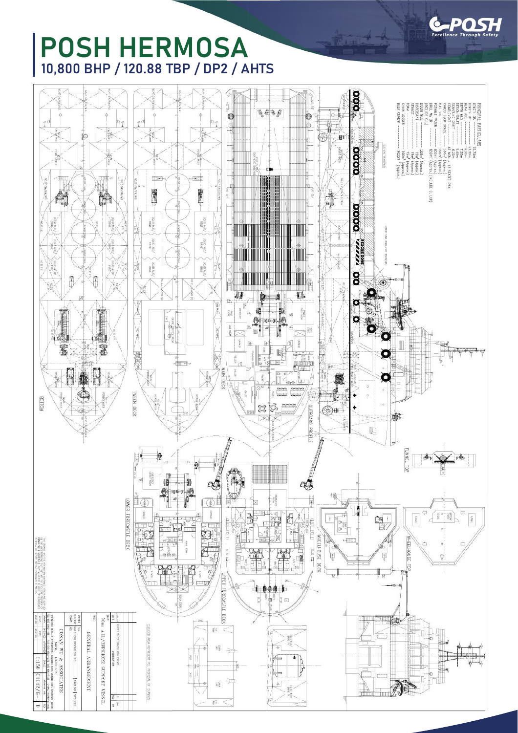# POSH HERMOSA

## 10,800 BHP / 120.88 TBP / DP2 / AHTS

PRINCIPAL PARTICULARS

LENGTH OA ---------- 70.70m

LENGTH BP ---------- 63.50m

BREADTH MLD ---------- 16.80m

DEPTH MLD ---------- 7.20m

DESIGN DRAFT ---------- 5.40m

SCANTLING DRAFT ---------- 6.20m

COMPLEMENT ---------- 40 MEN + 12 SEATED PAX.

CARGO DECK SPACE ---------- 540m² (Approx.)

FUEL OIL ---------- 900m³ (Approx.)

POTABLE WATER ---------- 650m³ (Approx.)

DRILL WATER ---------- 650m³ (Approx.) (INCLUDE CL. LKF)

(INCLUDE C.L.)

LIQUID MUD ---------- 500m³ (Approx.)

DISPERSANT ---------- 15m³ (Approx.)

SEWAGE ---------- 15m³ (Approx.)

FOAM ---------- 15m³ (Approx.)

CHAIN LOCKER ---------- 140m³ (Approx.)

BULK CEMENT ---------- 362m³ (Approx.)

OUTBOARD PROFILE

MAIN DECK

TWEEN DECK

BOTTOM

FUNNEL TOP

WHEELHOUSE TOP

WHEELHOUSE DECK

UPPER FORECASTLE DECK

LOWER FORECASTLE DECK

CLOUDED AREA REPRESENT THE PROPOSAL OF CHANGES

GENERAL ARRANGEMENT

70m A.H./OFFSHORE SUPPORT VESSEL

CONAN WU & ASSOCIATES

NAVAL ARCHITECTS

1:50

C1142G-1

D